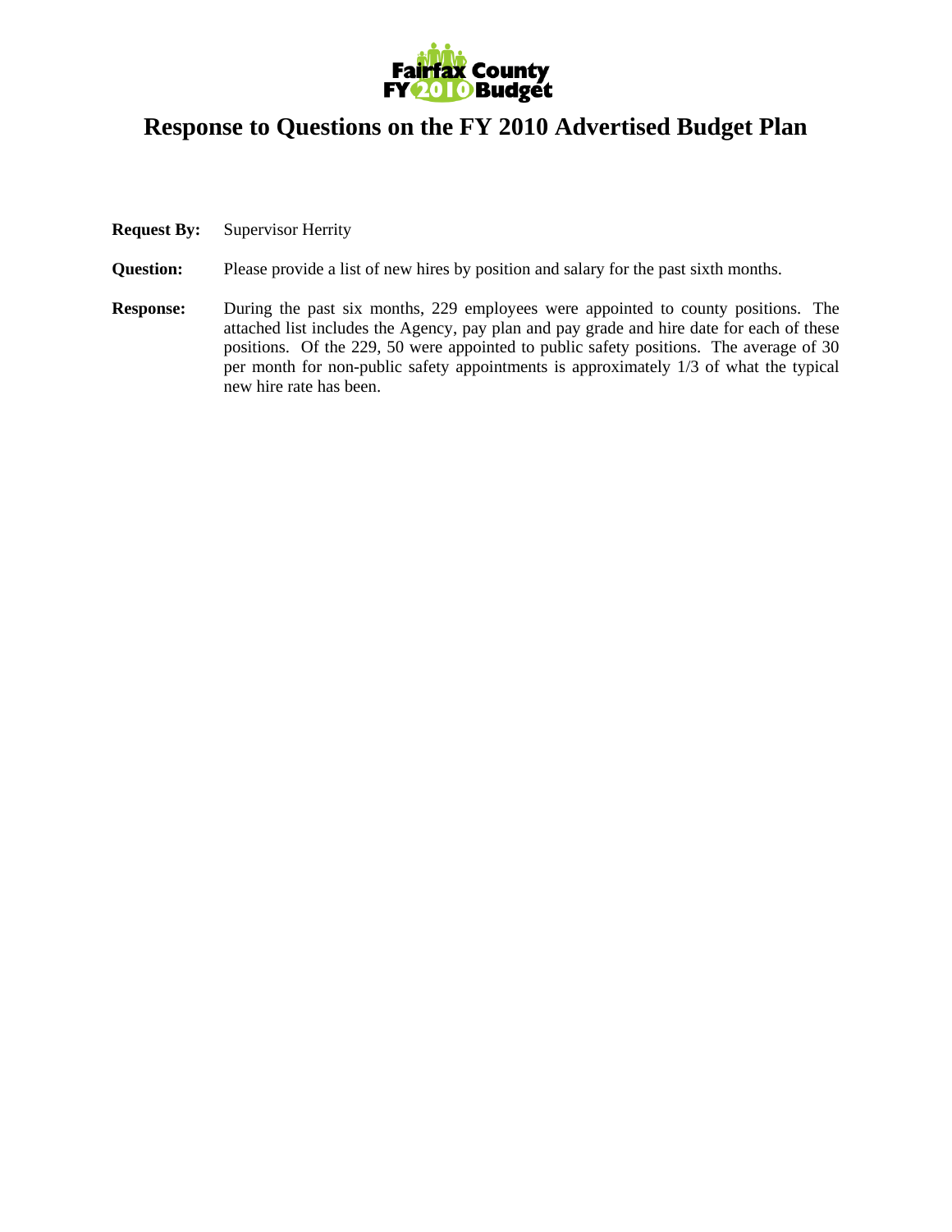Fairfax County FY 2010 Budget

# Response to Questions on the FY 2010 Advertised Budget Plan

**Request By:** Supervisor Herrity

**Question:** Please provide a list of new hires by position and salary for the past sixth months.

**Response:** During the past six months, 229 employees were appointed to county positions. The attached list includes the Agency, pay plan and pay grade and hire date for each of these positions. Of the 229, 50 were appointed to public safety positions. The average of 30 per month for non-public safety appointments is approximately 1/3 of what the typical new hire rate has been.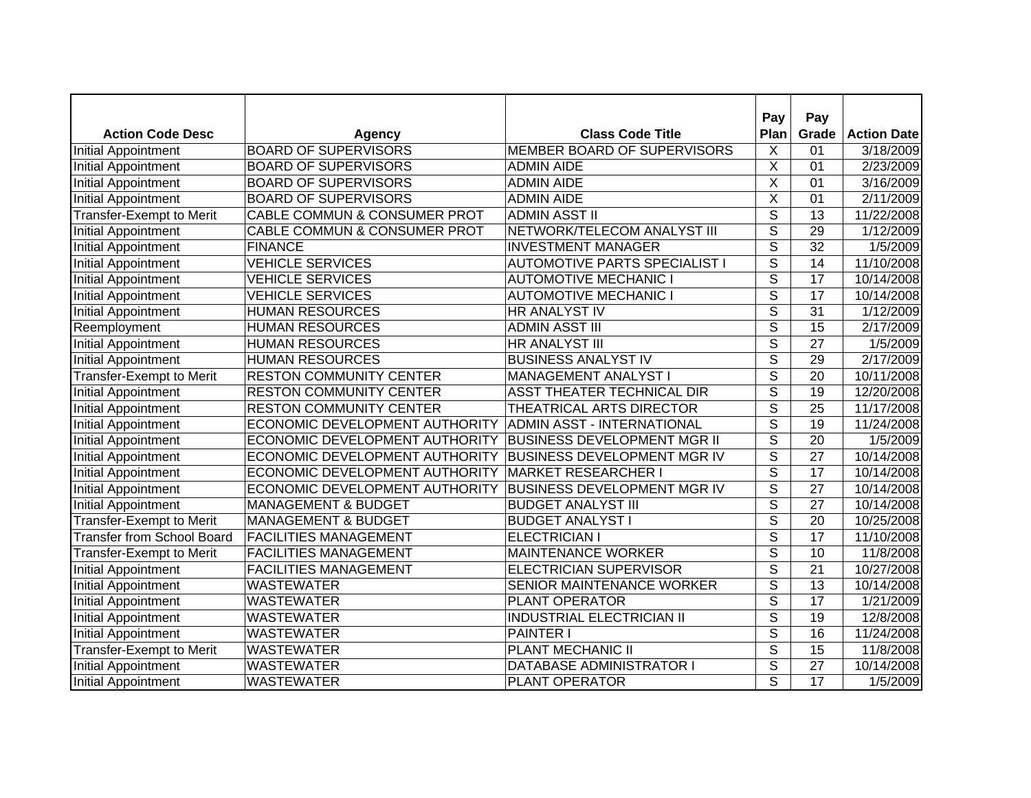| Action Code Desc | Agency | Class Code Title | Pay Plan | Pay Grade | Action Date |
|---|---|---|---|---|---|
| Initial Appointment | BOARD OF SUPERVISORS | MEMBER BOARD OF SUPERVISORS | X | 01 | 3/18/2009 |
| Initial Appointment | BOARD OF SUPERVISORS | ADMIN AIDE | X | 01 | 2/23/2009 |
| Initial Appointment | BOARD OF SUPERVISORS | ADMIN AIDE | X | 01 | 3/16/2009 |
| Initial Appointment | BOARD OF SUPERVISORS | ADMIN AIDE | X | 01 | 2/11/2009 |
| Transfer-Exempt to Merit | CABLE COMMUN & CONSUMER PROT | ADMIN ASST II | S | 13 | 11/22/2008 |
| Initial Appointment | CABLE COMMUN & CONSUMER PROT | NETWORK/TELECOM ANALYST III | S | 29 | 1/12/2009 |
| Initial Appointment | FINANCE | INVESTMENT MANAGER | S | 32 | 1/5/2009 |
| Initial Appointment | VEHICLE SERVICES | AUTOMOTIVE PARTS SPECIALIST I | S | 14 | 11/10/2008 |
| Initial Appointment | VEHICLE SERVICES | AUTOMOTIVE MECHANIC I | S | 17 | 10/14/2008 |
| Initial Appointment | VEHICLE SERVICES | AUTOMOTIVE MECHANIC I | S | 17 | 10/14/2008 |
| Initial Appointment | HUMAN RESOURCES | HR ANALYST IV | S | 31 | 1/12/2009 |
| Reemployment | HUMAN RESOURCES | ADMIN ASST III | S | 15 | 2/17/2009 |
| Initial Appointment | HUMAN RESOURCES | HR ANALYST III | S | 27 | 1/5/2009 |
| Initial Appointment | HUMAN RESOURCES | BUSINESS ANALYST IV | S | 29 | 2/17/2009 |
| Transfer-Exempt to Merit | RESTON COMMUNITY CENTER | MANAGEMENT ANALYST I | S | 20 | 10/11/2008 |
| Initial Appointment | RESTON COMMUNITY CENTER | ASST THEATER TECHNICAL DIR | S | 19 | 12/20/2008 |
| Initial Appointment | RESTON COMMUNITY CENTER | THEATRICAL ARTS DIRECTOR | S | 25 | 11/17/2008 |
| Initial Appointment | ECONOMIC DEVELOPMENT AUTHORITY | ADMIN ASST - INTERNATIONAL | S | 19 | 11/24/2008 |
| Initial Appointment | ECONOMIC DEVELOPMENT AUTHORITY | BUSINESS DEVELOPMENT MGR II | S | 20 | 1/5/2009 |
| Initial Appointment | ECONOMIC DEVELOPMENT AUTHORITY | BUSINESS DEVELOPMENT MGR IV | S | 27 | 10/14/2008 |
| Initial Appointment | ECONOMIC DEVELOPMENT AUTHORITY | MARKET RESEARCHER I | S | 17 | 10/14/2008 |
| Initial Appointment | ECONOMIC DEVELOPMENT AUTHORITY | BUSINESS DEVELOPMENT MGR IV | S | 27 | 10/14/2008 |
| Initial Appointment | MANAGEMENT & BUDGET | BUDGET ANALYST III | S | 27 | 10/14/2008 |
| Transfer-Exempt to Merit | MANAGEMENT & BUDGET | BUDGET ANALYST I | S | 20 | 10/25/2008 |
| Transfer from School Board | FACILITIES MANAGEMENT | ELECTRICIAN I | S | 17 | 11/10/2008 |
| Transfer-Exempt to Merit | FACILITIES MANAGEMENT | MAINTENANCE WORKER | S | 10 | 11/8/2008 |
| Initial Appointment | FACILITIES MANAGEMENT | ELECTRICIAN SUPERVISOR | S | 21 | 10/27/2008 |
| Initial Appointment | WASTEWATER | SENIOR MAINTENANCE WORKER | S | 13 | 10/14/2008 |
| Initial Appointment | WASTEWATER | PLANT OPERATOR | S | 17 | 1/21/2009 |
| Initial Appointment | WASTEWATER | INDUSTRIAL ELECTRICIAN II | S | 19 | 12/8/2008 |
| Initial Appointment | WASTEWATER | PAINTER I | S | 16 | 11/24/2008 |
| Transfer-Exempt to Merit | WASTEWATER | PLANT MECHANIC II | S | 15 | 11/8/2008 |
| Initial Appointment | WASTEWATER | DATABASE ADMINISTRATOR I | S | 27 | 10/14/2008 |
| Initial Appointment | WASTEWATER | PLANT OPERATOR | S | 17 | 1/5/2009 |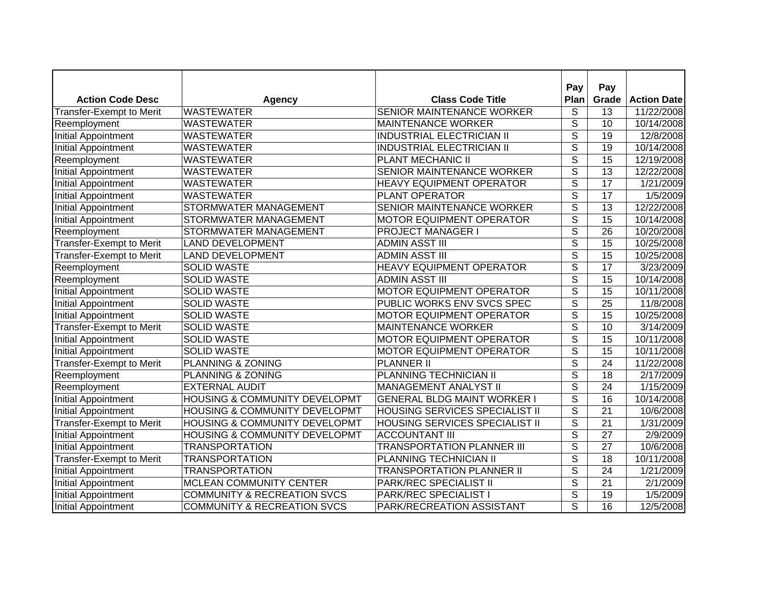| Action Code Desc | Agency | Class Code Title | Pay Plan | Pay Grade | Action Date |
|---|---|---|---|---|---|
| Transfer-Exempt to Merit | WASTEWATER | SENIOR MAINTENANCE WORKER | S | 13 | 11/22/2008 |
| Reemployment | WASTEWATER | MAINTENANCE WORKER | S | 10 | 10/14/2008 |
| Initial Appointment | WASTEWATER | INDUSTRIAL ELECTRICIAN II | S | 19 | 12/8/2008 |
| Initial Appointment | WASTEWATER | INDUSTRIAL ELECTRICIAN II | S | 19 | 10/14/2008 |
| Reemployment | WASTEWATER | PLANT MECHANIC II | S | 15 | 12/19/2008 |
| Initial Appointment | WASTEWATER | SENIOR MAINTENANCE WORKER | S | 13 | 12/22/2008 |
| Initial Appointment | WASTEWATER | HEAVY EQUIPMENT OPERATOR | S | 17 | 1/21/2009 |
| Initial Appointment | WASTEWATER | PLANT OPERATOR | S | 17 | 1/5/2009 |
| Initial Appointment | STORMWATER MANAGEMENT | SENIOR MAINTENANCE WORKER | S | 13 | 12/22/2008 |
| Initial Appointment | STORMWATER MANAGEMENT | MOTOR EQUIPMENT OPERATOR | S | 15 | 10/14/2008 |
| Reemployment | STORMWATER MANAGEMENT | PROJECT MANAGER I | S | 26 | 10/20/2008 |
| Transfer-Exempt to Merit | LAND DEVELOPMENT | ADMIN ASST III | S | 15 | 10/25/2008 |
| Transfer-Exempt to Merit | LAND DEVELOPMENT | ADMIN ASST III | S | 15 | 10/25/2008 |
| Reemployment | SOLID WASTE | HEAVY EQUIPMENT OPERATOR | S | 17 | 3/23/2009 |
| Reemployment | SOLID WASTE | ADMIN ASST III | S | 15 | 10/14/2008 |
| Initial Appointment | SOLID WASTE | MOTOR EQUIPMENT OPERATOR | S | 15 | 10/11/2008 |
| Initial Appointment | SOLID WASTE | PUBLIC WORKS ENV SVCS SPEC | S | 25 | 11/8/2008 |
| Initial Appointment | SOLID WASTE | MOTOR EQUIPMENT OPERATOR | S | 15 | 10/25/2008 |
| Transfer-Exempt to Merit | SOLID WASTE | MAINTENANCE WORKER | S | 10 | 3/14/2009 |
| Initial Appointment | SOLID WASTE | MOTOR EQUIPMENT OPERATOR | S | 15 | 10/11/2008 |
| Initial Appointment | SOLID WASTE | MOTOR EQUIPMENT OPERATOR | S | 15 | 10/11/2008 |
| Transfer-Exempt to Merit | PLANNING & ZONING | PLANNER II | S | 24 | 11/22/2008 |
| Reemployment | PLANNING & ZONING | PLANNING TECHNICIAN II | S | 18 | 2/17/2009 |
| Reemployment | EXTERNAL AUDIT | MANAGEMENT ANALYST II | S | 24 | 1/15/2009 |
| Initial Appointment | HOUSING & COMMUNITY DEVELOPMT | GENERAL BLDG MAINT WORKER I | S | 16 | 10/14/2008 |
| Initial Appointment | HOUSING & COMMUNITY DEVELOPMT | HOUSING SERVICES SPECIALIST II | S | 21 | 10/6/2008 |
| Transfer-Exempt to Merit | HOUSING & COMMUNITY DEVELOPMT | HOUSING SERVICES SPECIALIST II | S | 21 | 1/31/2009 |
| Initial Appointment | HOUSING & COMMUNITY DEVELOPMT | ACCOUNTANT III | S | 27 | 2/9/2009 |
| Initial Appointment | TRANSPORTATION | TRANSPORTATION PLANNER III | S | 27 | 10/6/2008 |
| Transfer-Exempt to Merit | TRANSPORTATION | PLANNING TECHNICIAN II | S | 18 | 10/11/2008 |
| Initial Appointment | TRANSPORTATION | TRANSPORTATION PLANNER II | S | 24 | 1/21/2009 |
| Initial Appointment | MCLEAN COMMUNITY CENTER | PARK/REC SPECIALIST II | S | 21 | 2/1/2009 |
| Initial Appointment | COMMUNITY & RECREATION SVCS | PARK/REC SPECIALIST I | S | 19 | 1/5/2009 |
| Initial Appointment | COMMUNITY & RECREATION SVCS | PARK/RECREATION ASSISTANT | S | 16 | 12/5/2008 |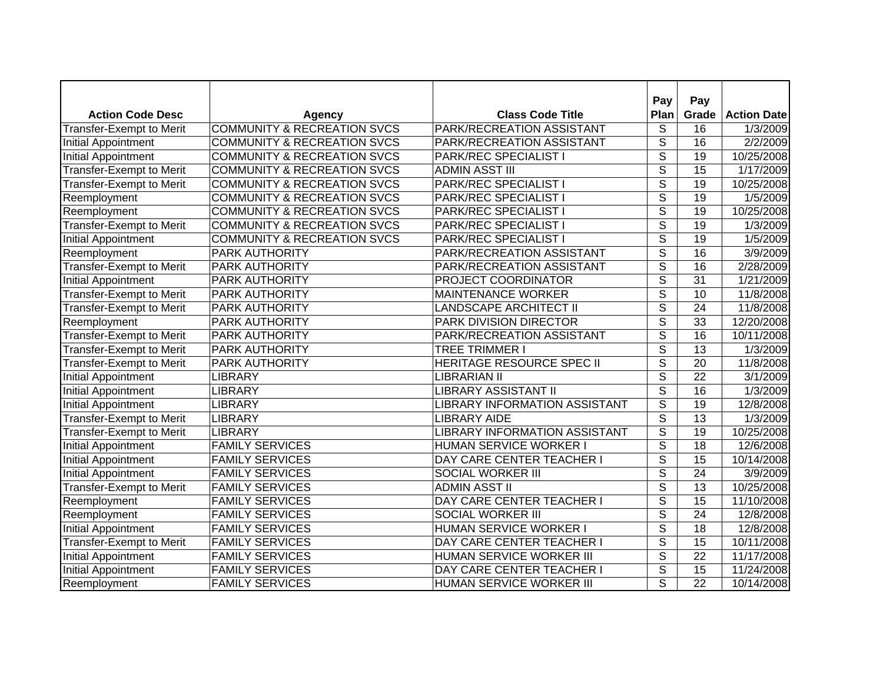| Action Code Desc | Agency | Class Code Title | Pay Plan | Pay Grade | Action Date |
|---|---|---|---|---|---|
| Transfer-Exempt to Merit | COMMUNITY & RECREATION SVCS | PARK/RECREATION ASSISTANT | S | 16 | 1/3/2009 |
| Initial Appointment | COMMUNITY & RECREATION SVCS | PARK/RECREATION ASSISTANT | S | 16 | 2/2/2009 |
| Initial Appointment | COMMUNITY & RECREATION SVCS | PARK/REC SPECIALIST I | S | 19 | 10/25/2008 |
| Transfer-Exempt to Merit | COMMUNITY & RECREATION SVCS | ADMIN ASST III | S | 15 | 1/17/2009 |
| Transfer-Exempt to Merit | COMMUNITY & RECREATION SVCS | PARK/REC SPECIALIST I | S | 19 | 10/25/2008 |
| Reemployment | COMMUNITY & RECREATION SVCS | PARK/REC SPECIALIST I | S | 19 | 1/5/2009 |
| Reemployment | COMMUNITY & RECREATION SVCS | PARK/REC SPECIALIST I | S | 19 | 10/25/2008 |
| Transfer-Exempt to Merit | COMMUNITY & RECREATION SVCS | PARK/REC SPECIALIST I | S | 19 | 1/3/2009 |
| Initial Appointment | COMMUNITY & RECREATION SVCS | PARK/REC SPECIALIST I | S | 19 | 1/5/2009 |
| Reemployment | PARK AUTHORITY | PARK/RECREATION ASSISTANT | S | 16 | 3/9/2009 |
| Transfer-Exempt to Merit | PARK AUTHORITY | PARK/RECREATION ASSISTANT | S | 16 | 2/28/2009 |
| Initial Appointment | PARK AUTHORITY | PROJECT COORDINATOR | S | 31 | 1/21/2009 |
| Transfer-Exempt to Merit | PARK AUTHORITY | MAINTENANCE WORKER | S | 10 | 11/8/2008 |
| Transfer-Exempt to Merit | PARK AUTHORITY | LANDSCAPE ARCHITECT II | S | 24 | 11/8/2008 |
| Reemployment | PARK AUTHORITY | PARK DIVISION DIRECTOR | S | 33 | 12/20/2008 |
| Transfer-Exempt to Merit | PARK AUTHORITY | PARK/RECREATION ASSISTANT | S | 16 | 10/11/2008 |
| Transfer-Exempt to Merit | PARK AUTHORITY | TREE TRIMMER I | S | 13 | 1/3/2009 |
| Transfer-Exempt to Merit | PARK AUTHORITY | HERITAGE RESOURCE SPEC II | S | 20 | 11/8/2008 |
| Initial Appointment | LIBRARY | LIBRARIAN II | S | 22 | 3/1/2009 |
| Initial Appointment | LIBRARY | LIBRARY ASSISTANT II | S | 16 | 1/3/2009 |
| Initial Appointment | LIBRARY | LIBRARY INFORMATION ASSISTANT | S | 19 | 12/8/2008 |
| Transfer-Exempt to Merit | LIBRARY | LIBRARY AIDE | S | 13 | 1/3/2009 |
| Transfer-Exempt to Merit | LIBRARY | LIBRARY INFORMATION ASSISTANT | S | 19 | 10/25/2008 |
| Initial Appointment | FAMILY SERVICES | HUMAN SERVICE WORKER I | S | 18 | 12/6/2008 |
| Initial Appointment | FAMILY SERVICES | DAY CARE CENTER TEACHER I | S | 15 | 10/14/2008 |
| Initial Appointment | FAMILY SERVICES | SOCIAL WORKER III | S | 24 | 3/9/2009 |
| Transfer-Exempt to Merit | FAMILY SERVICES | ADMIN ASST II | S | 13 | 10/25/2008 |
| Reemployment | FAMILY SERVICES | DAY CARE CENTER TEACHER I | S | 15 | 11/10/2008 |
| Reemployment | FAMILY SERVICES | SOCIAL WORKER III | S | 24 | 12/8/2008 |
| Initial Appointment | FAMILY SERVICES | HUMAN SERVICE WORKER I | S | 18 | 12/8/2008 |
| Transfer-Exempt to Merit | FAMILY SERVICES | DAY CARE CENTER TEACHER I | S | 15 | 10/11/2008 |
| Initial Appointment | FAMILY SERVICES | HUMAN SERVICE WORKER III | S | 22 | 11/17/2008 |
| Initial Appointment | FAMILY SERVICES | DAY CARE CENTER TEACHER I | S | 15 | 11/24/2008 |
| Reemployment | FAMILY SERVICES | HUMAN SERVICE WORKER III | S | 22 | 10/14/2008 |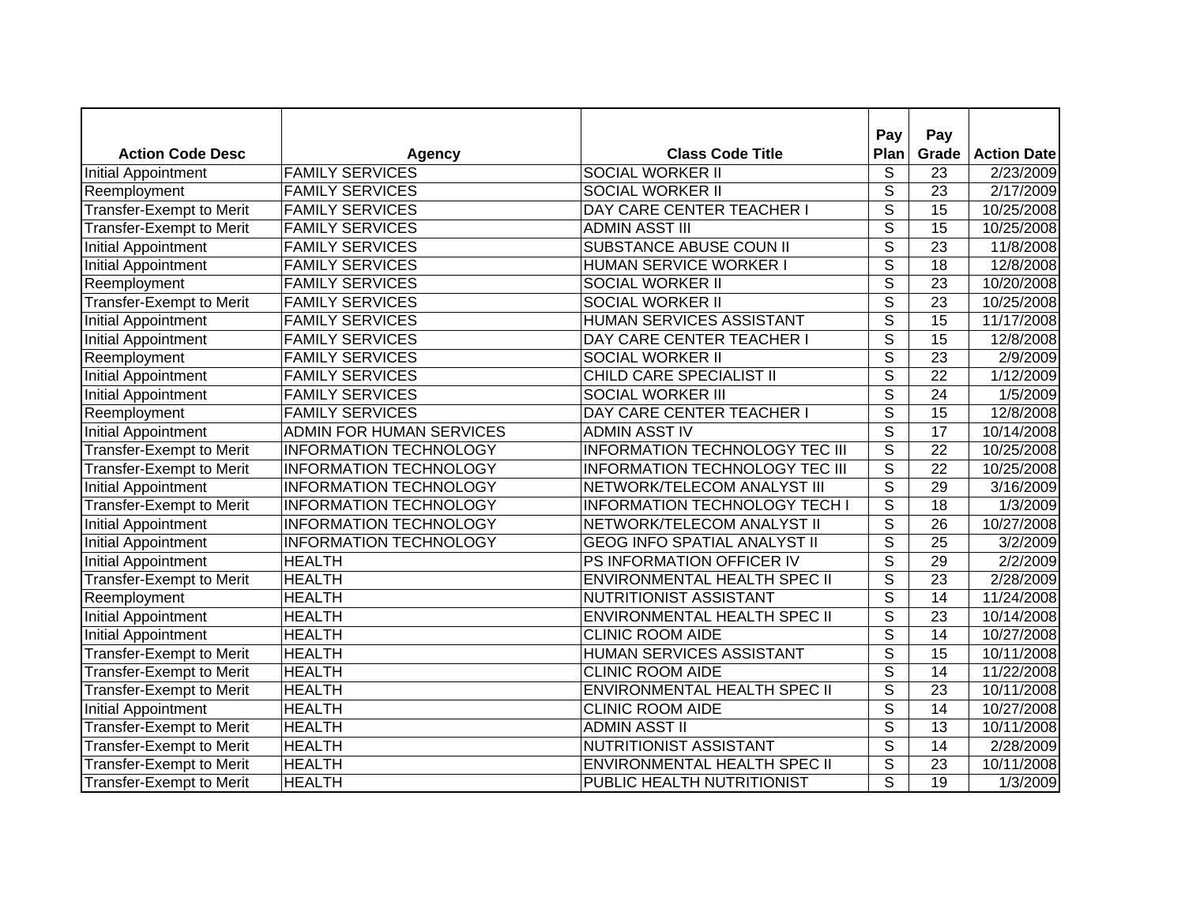| Action Code Desc | Agency | Class Code Title | Pay Plan | Pay Grade | Action Date |
|---|---|---|---|---|---|
| Initial Appointment | FAMILY SERVICES | SOCIAL WORKER II | S | 23 | 2/23/2009 |
| Reemployment | FAMILY SERVICES | SOCIAL WORKER II | S | 23 | 2/17/2009 |
| Transfer-Exempt to Merit | FAMILY SERVICES | DAY CARE CENTER TEACHER I | S | 15 | 10/25/2008 |
| Transfer-Exempt to Merit | FAMILY SERVICES | ADMIN ASST III | S | 15 | 10/25/2008 |
| Initial Appointment | FAMILY SERVICES | SUBSTANCE ABUSE COUN II | S | 23 | 11/8/2008 |
| Initial Appointment | FAMILY SERVICES | HUMAN SERVICE WORKER I | S | 18 | 12/8/2008 |
| Reemployment | FAMILY SERVICES | SOCIAL WORKER II | S | 23 | 10/20/2008 |
| Transfer-Exempt to Merit | FAMILY SERVICES | SOCIAL WORKER II | S | 23 | 10/25/2008 |
| Initial Appointment | FAMILY SERVICES | HUMAN SERVICES ASSISTANT | S | 15 | 11/17/2008 |
| Initial Appointment | FAMILY SERVICES | DAY CARE CENTER TEACHER I | S | 15 | 12/8/2008 |
| Reemployment | FAMILY SERVICES | SOCIAL WORKER II | S | 23 | 2/9/2009 |
| Initial Appointment | FAMILY SERVICES | CHILD CARE SPECIALIST II | S | 22 | 1/12/2009 |
| Initial Appointment | FAMILY SERVICES | SOCIAL WORKER III | S | 24 | 1/5/2009 |
| Reemployment | FAMILY SERVICES | DAY CARE CENTER TEACHER I | S | 15 | 12/8/2008 |
| Initial Appointment | ADMIN FOR HUMAN SERVICES | ADMIN ASST IV | S | 17 | 10/14/2008 |
| Transfer-Exempt to Merit | INFORMATION TECHNOLOGY | INFORMATION TECHNOLOGY TEC III | S | 22 | 10/25/2008 |
| Transfer-Exempt to Merit | INFORMATION TECHNOLOGY | INFORMATION TECHNOLOGY TEC III | S | 22 | 10/25/2008 |
| Initial Appointment | INFORMATION TECHNOLOGY | NETWORK/TELECOM ANALYST III | S | 29 | 3/16/2009 |
| Transfer-Exempt to Merit | INFORMATION TECHNOLOGY | INFORMATION TECHNOLOGY TECH I | S | 18 | 1/3/2009 |
| Initial Appointment | INFORMATION TECHNOLOGY | NETWORK/TELECOM ANALYST II | S | 26 | 10/27/2008 |
| Initial Appointment | INFORMATION TECHNOLOGY | GEOG INFO SPATIAL ANALYST II | S | 25 | 3/2/2009 |
| Initial Appointment | HEALTH | PS INFORMATION OFFICER IV | S | 29 | 2/2/2009 |
| Transfer-Exempt to Merit | HEALTH | ENVIRONMENTAL HEALTH SPEC II | S | 23 | 2/28/2009 |
| Reemployment | HEALTH | NUTRITIONIST ASSISTANT | S | 14 | 11/24/2008 |
| Initial Appointment | HEALTH | ENVIRONMENTAL HEALTH SPEC II | S | 23 | 10/14/2008 |
| Initial Appointment | HEALTH | CLINIC ROOM AIDE | S | 14 | 10/27/2008 |
| Transfer-Exempt to Merit | HEALTH | HUMAN SERVICES ASSISTANT | S | 15 | 10/11/2008 |
| Transfer-Exempt to Merit | HEALTH | CLINIC ROOM AIDE | S | 14 | 11/22/2008 |
| Transfer-Exempt to Merit | HEALTH | ENVIRONMENTAL HEALTH SPEC II | S | 23 | 10/11/2008 |
| Initial Appointment | HEALTH | CLINIC ROOM AIDE | S | 14 | 10/27/2008 |
| Transfer-Exempt to Merit | HEALTH | ADMIN ASST II | S | 13 | 10/11/2008 |
| Transfer-Exempt to Merit | HEALTH | NUTRITIONIST ASSISTANT | S | 14 | 2/28/2009 |
| Transfer-Exempt to Merit | HEALTH | ENVIRONMENTAL HEALTH SPEC II | S | 23 | 10/11/2008 |
| Transfer-Exempt to Merit | HEALTH | PUBLIC HEALTH NUTRITIONIST | S | 19 | 1/3/2009 |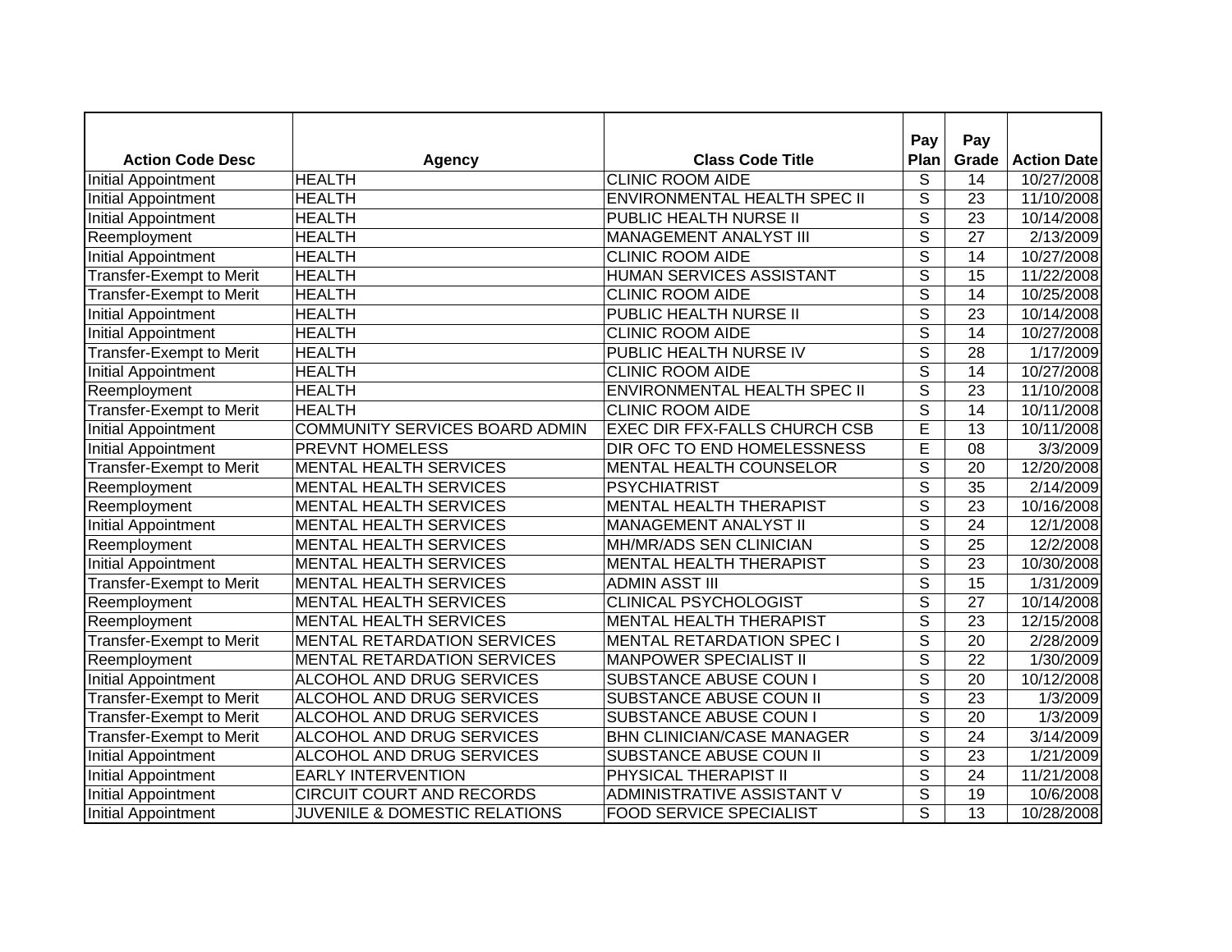| Action Code Desc | Agency | Class Code Title | Pay Plan | Pay Grade | Action Date |
|---|---|---|---|---|---|
| Initial Appointment | HEALTH | CLINIC ROOM AIDE | S | 14 | 10/27/2008 |
| Initial Appointment | HEALTH | ENVIRONMENTAL HEALTH SPEC II | S | 23 | 11/10/2008 |
| Initial Appointment | HEALTH | PUBLIC HEALTH NURSE II | S | 23 | 10/14/2008 |
| Reemployment | HEALTH | MANAGEMENT ANALYST III | S | 27 | 2/13/2009 |
| Initial Appointment | HEALTH | CLINIC ROOM AIDE | S | 14 | 10/27/2008 |
| Transfer-Exempt to Merit | HEALTH | HUMAN SERVICES ASSISTANT | S | 15 | 11/22/2008 |
| Transfer-Exempt to Merit | HEALTH | CLINIC ROOM AIDE | S | 14 | 10/25/2008 |
| Initial Appointment | HEALTH | PUBLIC HEALTH NURSE II | S | 23 | 10/14/2008 |
| Initial Appointment | HEALTH | CLINIC ROOM AIDE | S | 14 | 10/27/2008 |
| Transfer-Exempt to Merit | HEALTH | PUBLIC HEALTH NURSE IV | S | 28 | 1/17/2009 |
| Initial Appointment | HEALTH | CLINIC ROOM AIDE | S | 14 | 10/27/2008 |
| Reemployment | HEALTH | ENVIRONMENTAL HEALTH SPEC II | S | 23 | 11/10/2008 |
| Transfer-Exempt to Merit | HEALTH | CLINIC ROOM AIDE | S | 14 | 10/11/2008 |
| Initial Appointment | COMMUNITY SERVICES BOARD ADMIN | EXEC DIR FFX-FALLS CHURCH CSB | E | 13 | 10/11/2008 |
| Initial Appointment | PREVNT HOMELESS | DIR OFC TO END HOMELESSNESS | E | 08 | 3/3/2009 |
| Transfer-Exempt to Merit | MENTAL HEALTH SERVICES | MENTAL HEALTH COUNSELOR | S | 20 | 12/20/2008 |
| Reemployment | MENTAL HEALTH SERVICES | PSYCHIATRIST | S | 35 | 2/14/2009 |
| Reemployment | MENTAL HEALTH SERVICES | MENTAL HEALTH THERAPIST | S | 23 | 10/16/2008 |
| Initial Appointment | MENTAL HEALTH SERVICES | MANAGEMENT ANALYST II | S | 24 | 12/1/2008 |
| Reemployment | MENTAL HEALTH SERVICES | MH/MR/ADS SEN CLINICIAN | S | 25 | 12/2/2008 |
| Initial Appointment | MENTAL HEALTH SERVICES | MENTAL HEALTH THERAPIST | S | 23 | 10/30/2008 |
| Transfer-Exempt to Merit | MENTAL HEALTH SERVICES | ADMIN ASST III | S | 15 | 1/31/2009 |
| Reemployment | MENTAL HEALTH SERVICES | CLINICAL PSYCHOLOGIST | S | 27 | 10/14/2008 |
| Reemployment | MENTAL HEALTH SERVICES | MENTAL HEALTH THERAPIST | S | 23 | 12/15/2008 |
| Transfer-Exempt to Merit | MENTAL RETARDATION SERVICES | MENTAL RETARDATION SPEC I | S | 20 | 2/28/2009 |
| Reemployment | MENTAL RETARDATION SERVICES | MANPOWER SPECIALIST II | S | 22 | 1/30/2009 |
| Initial Appointment | ALCOHOL AND DRUG SERVICES | SUBSTANCE ABUSE COUN I | S | 20 | 10/12/2008 |
| Transfer-Exempt to Merit | ALCOHOL AND DRUG SERVICES | SUBSTANCE ABUSE COUN II | S | 23 | 1/3/2009 |
| Transfer-Exempt to Merit | ALCOHOL AND DRUG SERVICES | SUBSTANCE ABUSE COUN I | S | 20 | 1/3/2009 |
| Transfer-Exempt to Merit | ALCOHOL AND DRUG SERVICES | BHN CLINICIAN/CASE MANAGER | S | 24 | 3/14/2009 |
| Initial Appointment | ALCOHOL AND DRUG SERVICES | SUBSTANCE ABUSE COUN II | S | 23 | 1/21/2009 |
| Initial Appointment | EARLY INTERVENTION | PHYSICAL THERAPIST II | S | 24 | 11/21/2008 |
| Initial Appointment | CIRCUIT COURT AND RECORDS | ADMINISTRATIVE ASSISTANT V | S | 19 | 10/6/2008 |
| Initial Appointment | JUVENILE & DOMESTIC RELATIONS | FOOD SERVICE SPECIALIST | S | 13 | 10/28/2008 |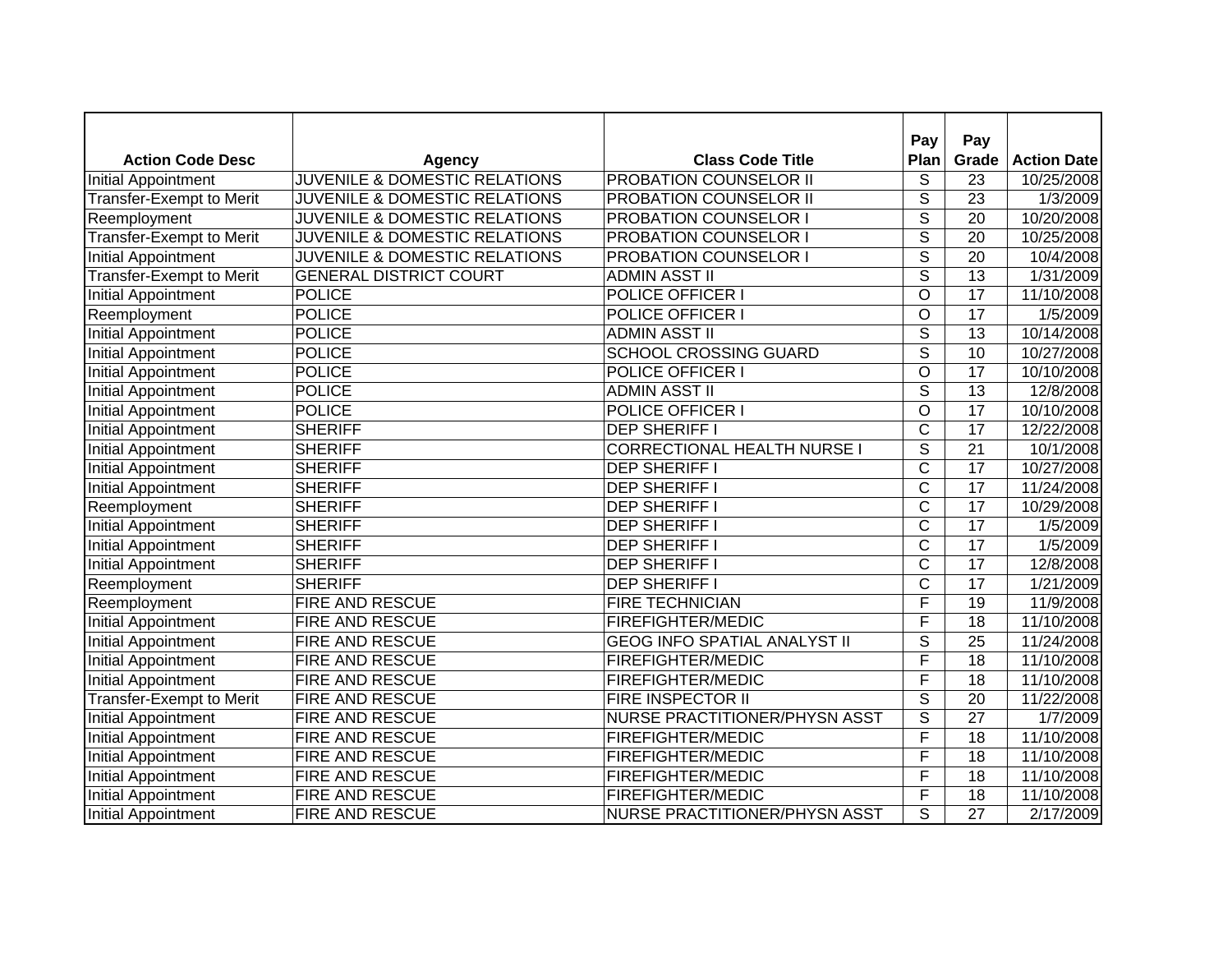| Action Code Desc | Agency | Class Code Title | Pay Plan | Pay Grade | Action Date |
|---|---|---|---|---|---|
| Initial Appointment | JUVENILE & DOMESTIC RELATIONS | PROBATION COUNSELOR II | S | 23 | 10/25/2008 |
| Transfer-Exempt to Merit | JUVENILE & DOMESTIC RELATIONS | PROBATION COUNSELOR II | S | 23 | 1/3/2009 |
| Reemployment | JUVENILE & DOMESTIC RELATIONS | PROBATION COUNSELOR I | S | 20 | 10/20/2008 |
| Transfer-Exempt to Merit | JUVENILE & DOMESTIC RELATIONS | PROBATION COUNSELOR I | S | 20 | 10/25/2008 |
| Initial Appointment | JUVENILE & DOMESTIC RELATIONS | PROBATION COUNSELOR I | S | 20 | 10/4/2008 |
| Transfer-Exempt to Merit | GENERAL DISTRICT COURT | ADMIN ASST II | S | 13 | 1/31/2009 |
| Initial Appointment | POLICE | POLICE OFFICER I | O | 17 | 11/10/2008 |
| Reemployment | POLICE | POLICE OFFICER I | O | 17 | 1/5/2009 |
| Initial Appointment | POLICE | ADMIN ASST II | S | 13 | 10/14/2008 |
| Initial Appointment | POLICE | SCHOOL CROSSING GUARD | S | 10 | 10/27/2008 |
| Initial Appointment | POLICE | POLICE OFFICER I | O | 17 | 10/10/2008 |
| Initial Appointment | POLICE | ADMIN ASST II | S | 13 | 12/8/2008 |
| Initial Appointment | POLICE | POLICE OFFICER I | O | 17 | 10/10/2008 |
| Initial Appointment | SHERIFF | DEP SHERIFF I | C | 17 | 12/22/2008 |
| Initial Appointment | SHERIFF | CORRECTIONAL HEALTH NURSE I | S | 21 | 10/1/2008 |
| Initial Appointment | SHERIFF | DEP SHERIFF I | C | 17 | 10/27/2008 |
| Initial Appointment | SHERIFF | DEP SHERIFF I | C | 17 | 11/24/2008 |
| Reemployment | SHERIFF | DEP SHERIFF I | C | 17 | 10/29/2008 |
| Initial Appointment | SHERIFF | DEP SHERIFF I | C | 17 | 1/5/2009 |
| Initial Appointment | SHERIFF | DEP SHERIFF I | C | 17 | 1/5/2009 |
| Initial Appointment | SHERIFF | DEP SHERIFF I | C | 17 | 12/8/2008 |
| Reemployment | SHERIFF | DEP SHERIFF I | C | 17 | 1/21/2009 |
| Reemployment | FIRE AND RESCUE | FIRE TECHNICIAN | F | 19 | 11/9/2008 |
| Initial Appointment | FIRE AND RESCUE | FIREFIGHTER/MEDIC | F | 18 | 11/10/2008 |
| Initial Appointment | FIRE AND RESCUE | GEOG INFO SPATIAL ANALYST II | S | 25 | 11/24/2008 |
| Initial Appointment | FIRE AND RESCUE | FIREFIGHTER/MEDIC | F | 18 | 11/10/2008 |
| Initial Appointment | FIRE AND RESCUE | FIREFIGHTER/MEDIC | F | 18 | 11/10/2008 |
| Transfer-Exempt to Merit | FIRE AND RESCUE | FIRE INSPECTOR II | S | 20 | 11/22/2008 |
| Initial Appointment | FIRE AND RESCUE | NURSE PRACTITIONER/PHYSN ASST | S | 27 | 1/7/2009 |
| Initial Appointment | FIRE AND RESCUE | FIREFIGHTER/MEDIC | F | 18 | 11/10/2008 |
| Initial Appointment | FIRE AND RESCUE | FIREFIGHTER/MEDIC | F | 18 | 11/10/2008 |
| Initial Appointment | FIRE AND RESCUE | FIREFIGHTER/MEDIC | F | 18 | 11/10/2008 |
| Initial Appointment | FIRE AND RESCUE | FIREFIGHTER/MEDIC | F | 18 | 11/10/2008 |
| Initial Appointment | FIRE AND RESCUE | NURSE PRACTITIONER/PHYSN ASST | S | 27 | 2/17/2009 |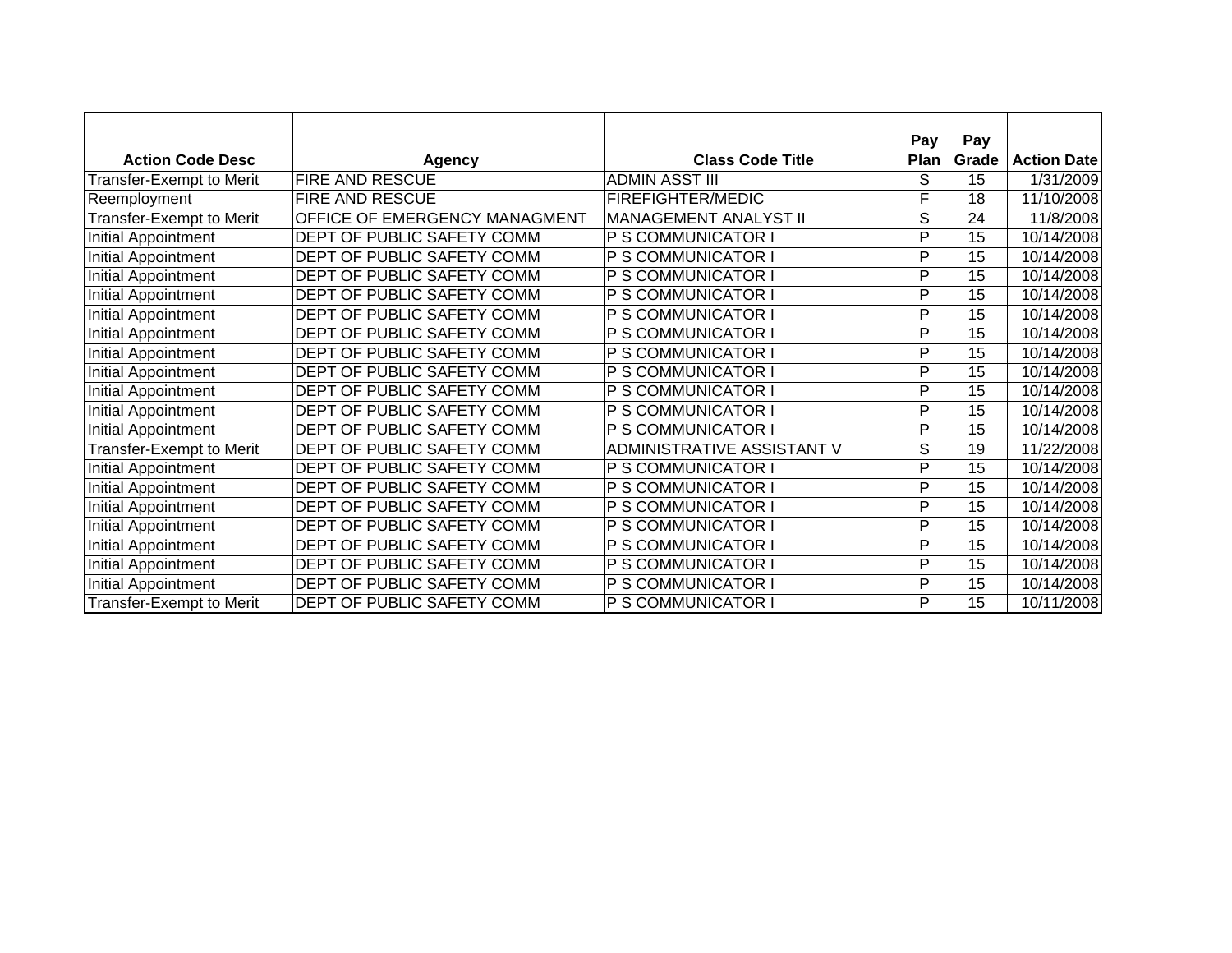| Action Code Desc | Agency | Class Code Title | Pay Plan | Pay Grade | Action Date |
|---|---|---|---|---|---|
| Transfer-Exempt to Merit | FIRE AND RESCUE | ADMIN ASST III | S | 15 | 1/31/2009 |
| Reemployment | FIRE AND RESCUE | FIREFIGHTER/MEDIC | F | 18 | 11/10/2008 |
| Transfer-Exempt to Merit | OFFICE OF EMERGENCY MANAGMENT | MANAGEMENT ANALYST II | S | 24 | 11/8/2008 |
| Initial Appointment | DEPT OF PUBLIC SAFETY COMM | P S COMMUNICATOR I | P | 15 | 10/14/2008 |
| Initial Appointment | DEPT OF PUBLIC SAFETY COMM | P S COMMUNICATOR I | P | 15 | 10/14/2008 |
| Initial Appointment | DEPT OF PUBLIC SAFETY COMM | P S COMMUNICATOR I | P | 15 | 10/14/2008 |
| Initial Appointment | DEPT OF PUBLIC SAFETY COMM | P S COMMUNICATOR I | P | 15 | 10/14/2008 |
| Initial Appointment | DEPT OF PUBLIC SAFETY COMM | P S COMMUNICATOR I | P | 15 | 10/14/2008 |
| Initial Appointment | DEPT OF PUBLIC SAFETY COMM | P S COMMUNICATOR I | P | 15 | 10/14/2008 |
| Initial Appointment | DEPT OF PUBLIC SAFETY COMM | P S COMMUNICATOR I | P | 15 | 10/14/2008 |
| Initial Appointment | DEPT OF PUBLIC SAFETY COMM | P S COMMUNICATOR I | P | 15 | 10/14/2008 |
| Initial Appointment | DEPT OF PUBLIC SAFETY COMM | P S COMMUNICATOR I | P | 15 | 10/14/2008 |
| Initial Appointment | DEPT OF PUBLIC SAFETY COMM | P S COMMUNICATOR I | P | 15 | 10/14/2008 |
| Initial Appointment | DEPT OF PUBLIC SAFETY COMM | P S COMMUNICATOR I | P | 15 | 10/14/2008 |
| Transfer-Exempt to Merit | DEPT OF PUBLIC SAFETY COMM | ADMINISTRATIVE ASSISTANT V | S | 19 | 11/22/2008 |
| Initial Appointment | DEPT OF PUBLIC SAFETY COMM | P S COMMUNICATOR I | P | 15 | 10/14/2008 |
| Initial Appointment | DEPT OF PUBLIC SAFETY COMM | P S COMMUNICATOR I | P | 15 | 10/14/2008 |
| Initial Appointment | DEPT OF PUBLIC SAFETY COMM | P S COMMUNICATOR I | P | 15 | 10/14/2008 |
| Initial Appointment | DEPT OF PUBLIC SAFETY COMM | P S COMMUNICATOR I | P | 15 | 10/14/2008 |
| Initial Appointment | DEPT OF PUBLIC SAFETY COMM | P S COMMUNICATOR I | P | 15 | 10/14/2008 |
| Initial Appointment | DEPT OF PUBLIC SAFETY COMM | P S COMMUNICATOR I | P | 15 | 10/14/2008 |
| Initial Appointment | DEPT OF PUBLIC SAFETY COMM | P S COMMUNICATOR I | P | 15 | 10/14/2008 |
| Transfer-Exempt to Merit | DEPT OF PUBLIC SAFETY COMM | P S COMMUNICATOR I | P | 15 | 10/11/2008 |